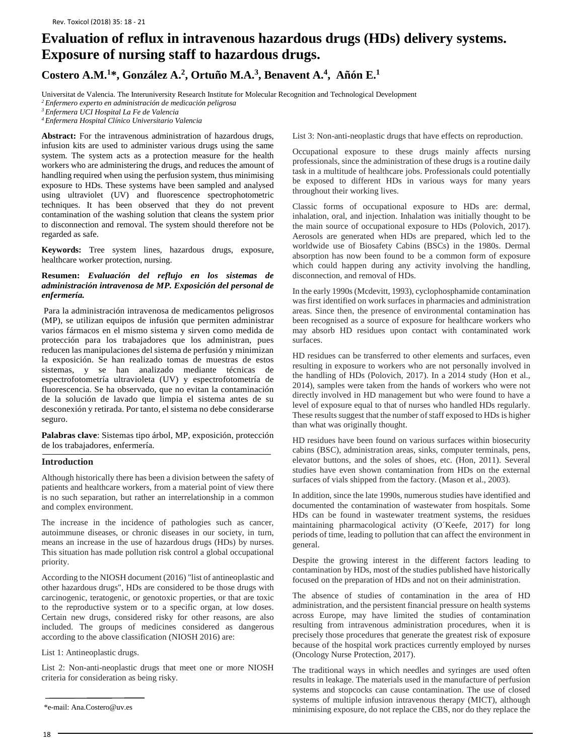# Evaluation of reflux in intravenous hazardous drugs (HDs) delivery systems. Exposure of nursing staff to hazardous drugs.

**Costero A.M.[1]*, González A.[2], Ortuño M.A.[3], Benavent A.[4], Añón E.[1]**

Universitat de Valencia. The Interuniversity Research Institute for Molecular Recognition and Technological Development

[2] *Enfermero experto en administración de medicación peligrosa*

[3] *Enfermera UCI Hospital La Fe de Valencia*

[4] *Enfermera Hospital Clínico Universitario Valencia*

**Abstract:** For the intravenous administration of hazardous drugs, infusion kits are used to administer various drugs using the same system. The system acts as a protection measure for the health workers who are administering the drugs, and reduces the amount of handling required when using the perfusion system, thus minimising exposure to HDs. These systems have been sampled and analysed using ultraviolet (UV) and fluorescence spectrophotometric techniques. It has been observed that they do not prevent contamination of the washing solution that cleans the system prior to disconnection and removal. The system should therefore not be regarded as safe.

**Keywords:** Tree system lines, hazardous drugs, exposure, healthcare worker protection, nursing.

**Resumen:** ***Evaluación del reflujo en los sistemas de administración intravenosa de MP. Exposición del personal de enfermería.***

Para la administración intravenosa de medicamentos peligrosos (MP), se utilizan equipos de infusión que permiten administrar varios fármacos en el mismo sistema y sirven como medida de protección para los trabajadores que los administran, pues reducen las manipulaciones del sistema de perfusión y minimizan la exposición. Se han realizado tomas de muestras de estos sistemas, y se han analizado mediante técnicas de espectrofotometría ultravioleta (UV) y espectrofotometría de fluorescencia. Se ha observado, que no evitan la contaminación de la solución de lavado que limpia el sistema antes de su desconexión y retirada. Por tanto, el sistema no debe considerarse seguro.

**Palabras clave**: Sistemas tipo árbol, MP, exposición, protección de los trabajadores, enfermería.

## Introduction

Although historically there has been a division between the safety of patients and healthcare workers, from a material point of view there is no such separation, but rather an interrelationship in a common and complex environment.

The increase in the incidence of pathologies such as cancer, autoimmune diseases, or chronic diseases in our society, in turn, means an increase in the use of hazardous drugs (HDs) by nurses. This situation has made pollution risk control a global occupational priority.

According to the NIOSH document (2016) "list of antineoplastic and other hazardous drugs", HDs are considered to be those drugs with carcinogenic, teratogenic, or genotoxic properties, or that are toxic to the reproductive system or to a specific organ, at low doses. Certain new drugs, considered risky for other reasons, are also included. The groups of medicines considered as dangerous according to the above classification (NIOSH 2016) are:

List 1: Antineoplastic drugs.

List 2: Non-anti-neoplastic drugs that meet one or more NIOSH criteria for consideration as being risky.

List 3: Non-anti-neoplastic drugs that have effects on reproduction.

Occupational exposure to these drugs mainly affects nursing professionals, since the administration of these drugs is a routine daily task in a multitude of healthcare jobs. Professionals could potentially be exposed to different HDs in various ways for many years throughout their working lives.

Classic forms of occupational exposure to HDs are: dermal, inhalation, oral, and injection. Inhalation was initially thought to be the main source of occupational exposure to HDs (Polovich, 2017). Aerosols are generated when HDs are prepared, which led to the worldwide use of Biosafety Cabins (BSCs) in the 1980s. Dermal absorption has now been found to be a common form of exposure which could happen during any activity involving the handling, disconnection, and removal of HDs.

In the early 1990s (Mcdevitt, 1993), cyclophosphamide contamination was first identified on work surfaces in pharmacies and administration areas. Since then, the presence of environmental contamination has been recognised as a source of exposure for healthcare workers who may absorb HD residues upon contact with contaminated work surfaces.

HD residues can be transferred to other elements and surfaces, even resulting in exposure to workers who are not personally involved in the handling of HDs (Polovich, 2017). In a 2014 study (Hon et al., 2014), samples were taken from the hands of workers who were not directly involved in HD management but who were found to have a level of exposure equal to that of nurses who handled HDs regularly. These results suggest that the number of staff exposed to HDs is higher than what was originally thought.

HD residues have been found on various surfaces within biosecurity cabins (BSC), administration areas, sinks, computer terminals, pens, elevator buttons, and the soles of shoes, etc. (Hon, 2011). Several studies have even shown contamination from HDs on the external surfaces of vials shipped from the factory. (Mason et al., 2003).

In addition, since the late 1990s, numerous studies have identified and documented the contamination of wastewater from hospitals. Some HDs can be found in wastewater treatment systems, the residues maintaining pharmacological activity (O´Keefe, 2017) for long periods of time, leading to pollution that can affect the environment in general.

Despite the growing interest in the different factors leading to contamination by HDs, most of the studies published have historically focused on the preparation of HDs and not on their administration.

The absence of studies of contamination in the area of HD administration, and the persistent financial pressure on health systems across Europe, may have limited the studies of contamination resulting from intravenous administration procedures, when it is precisely those procedures that generate the greatest risk of exposure because of the hospital work practices currently employed by nurses (Oncology Nurse Protection, 2017).

The traditional ways in which needles and syringes are used often results in leakage. The materials used in the manufacture of perfusion systems and stopcocks can cause contamination. The use of closed systems of multiple infusion intravenous therapy (MICT), although minimising exposure, do not replace the CBS, nor do they replace the

*e-mail: Ana.Costero@uv.es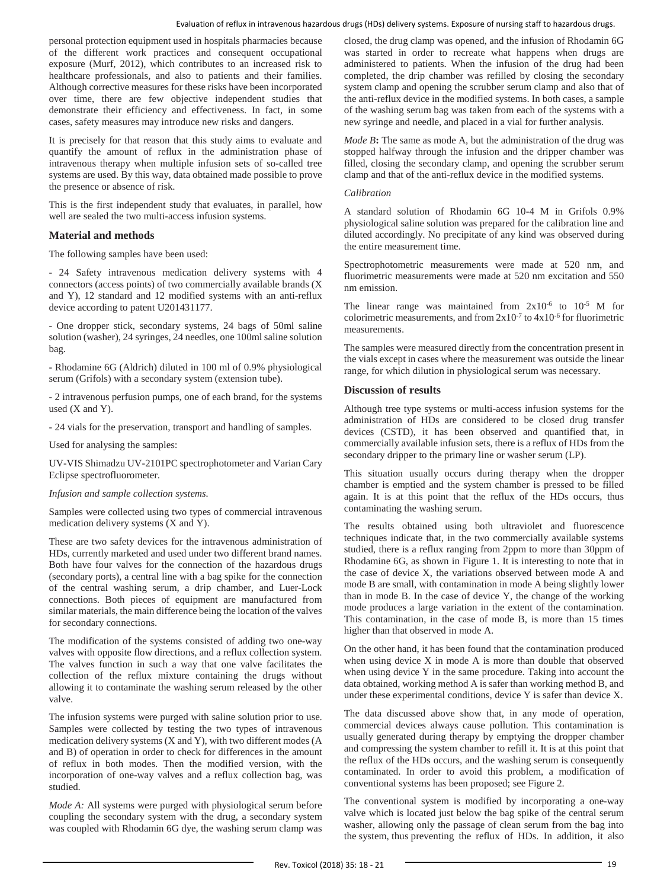personal protection equipment used in hospitals pharmacies because of the different work practices and consequent occupational exposure (Murf, 2012), which contributes to an increased risk to healthcare professionals, and also to patients and their families. Although corrective measures for these risks have been incorporated over time, there are few objective independent studies that demonstrate their efficiency and effectiveness. In fact, in some cases, safety measures may introduce new risks and dangers.

It is precisely for that reason that this study aims to evaluate and quantify the amount of reflux in the administration phase of intravenous therapy when multiple infusion sets of so-called tree systems are used. By this way, data obtained made possible to prove the presence or absence of risk.

This is the first independent study that evaluates, in parallel, how well are sealed the two multi-access infusion systems.

## Material and methods

The following samples have been used:

- 24 Safety intravenous medication delivery systems with 4 connectors (access points) of two commercially available brands (X and Y), 12 standard and 12 modified systems with an anti-reflux device according to patent U201431177.
- One dropper stick, secondary systems, 24 bags of 50ml saline solution (washer), 24 syringes, 24 needles, one 100ml saline solution bag.
- Rhodamine 6G (Aldrich) diluted in 100 ml of 0.9% physiological serum (Grifols) with a secondary system (extension tube).
- 2 intravenous perfusion pumps, one of each brand, for the systems used (X and Y).
- 24 vials for the preservation, transport and handling of samples.

Used for analysing the samples:

UV-VIS Shimadzu UV-2101PC spectrophotometer and Varian Cary Eclipse spectrofluorometer.

*Infusion and sample collection systems.*

Samples were collected using two types of commercial intravenous medication delivery systems (X and Y).

These are two safety devices for the intravenous administration of HDs, currently marketed and used under two different brand names. Both have four valves for the connection of the hazardous drugs (secondary ports), a central line with a bag spike for the connection of the central washing serum, a drip chamber, and Luer-Lock connections. Both pieces of equipment are manufactured from similar materials, the main difference being the location of the valves for secondary connections.

The modification of the systems consisted of adding two one-way valves with opposite flow directions, and a reflux collection system. The valves function in such a way that one valve facilitates the collection of the reflux mixture containing the drugs without allowing it to contaminate the washing serum released by the other valve.

The infusion systems were purged with saline solution prior to use. Samples were collected by testing the two types of intravenous medication delivery systems (X and Y), with two different modes (A and B) of operation in order to check for differences in the amount of reflux in both modes. Then the modified version, with the incorporation of one-way valves and a reflux collection bag, was studied.

*Mode A:* All systems were purged with physiological serum before coupling the secondary system with the drug, a secondary system was coupled with Rhodamin 6G dye, the washing serum clamp was closed, the drug clamp was opened, and the infusion of Rhodamin 6G was started in order to recreate what happens when drugs are administered to patients. When the infusion of the drug had been completed, the drip chamber was refilled by closing the secondary system clamp and opening the scrubber serum clamp and also that of the anti-reflux device in the modified systems. In both cases, a sample of the washing serum bag was taken from each of the systems with a new syringe and needle, and placed in a vial for further analysis.

*Mode B***:** The same as mode A, but the administration of the drug was stopped halfway through the infusion and the dripper chamber was filled, closing the secondary clamp, and opening the scrubber serum clamp and that of the anti-reflux device in the modified systems.

*Calibration*

A standard solution of Rhodamin 6G 10-4 M in Grifols 0.9% physiological saline solution was prepared for the calibration line and diluted accordingly. No precipitate of any kind was observed during the entire measurement time.

Spectrophotometric measurements were made at 520 nm, and fluorimetric measurements were made at 520 nm excitation and 550 nm emission.

The linear range was maintained from $2x10^{-6}$ to $10^{-5}$ M for colorimetric measurements, and from $2x10^{-7}$ to $4x10^{-6}$ for fluorimetric measurements.

The samples were measured directly from the concentration present in the vials except in cases where the measurement was outside the linear range, for which dilution in physiological serum was necessary.

## Discussion of results

Although tree type systems or multi-access infusion systems for the administration of HDs are considered to be closed drug transfer devices (CSTD), it has been observed and quantified that, in commercially available infusion sets, there is a reflux of HDs from the secondary dripper to the primary line or washer serum (LP).

This situation usually occurs during therapy when the dropper chamber is emptied and the system chamber is pressed to be filled again. It is at this point that the reflux of the HDs occurs, thus contaminating the washing serum.

The results obtained using both ultraviolet and fluorescence techniques indicate that, in the two commercially available systems studied, there is a reflux ranging from 2ppm to more than 30ppm of Rhodamine 6G, as shown in Figure 1. It is interesting to note that in the case of device X, the variations observed between mode A and mode B are small, with contamination in mode A being slightly lower than in mode B. In the case of device Y, the change of the working mode produces a large variation in the extent of the contamination. This contamination, in the case of mode B, is more than 15 times higher than that observed in mode A.

On the other hand, it has been found that the contamination produced when using device X in mode A is more than double that observed when using device Y in the same procedure. Taking into account the data obtained, working method A is safer than working method B, and under these experimental conditions, device Y is safer than device X.

The data discussed above show that, in any mode of operation, commercial devices always cause pollution. This contamination is usually generated during therapy by emptying the dropper chamber and compressing the system chamber to refill it. It is at this point that the reflux of the HDs occurs, and the washing serum is consequently contaminated. In order to avoid this problem, a modification of conventional systems has been proposed; see Figure 2.

The conventional system is modified by incorporating a one-way valve which is located just below the bag spike of the central serum washer, allowing only the passage of clean serum from the bag into the system, thus preventing the reflux of HDs. In addition, it also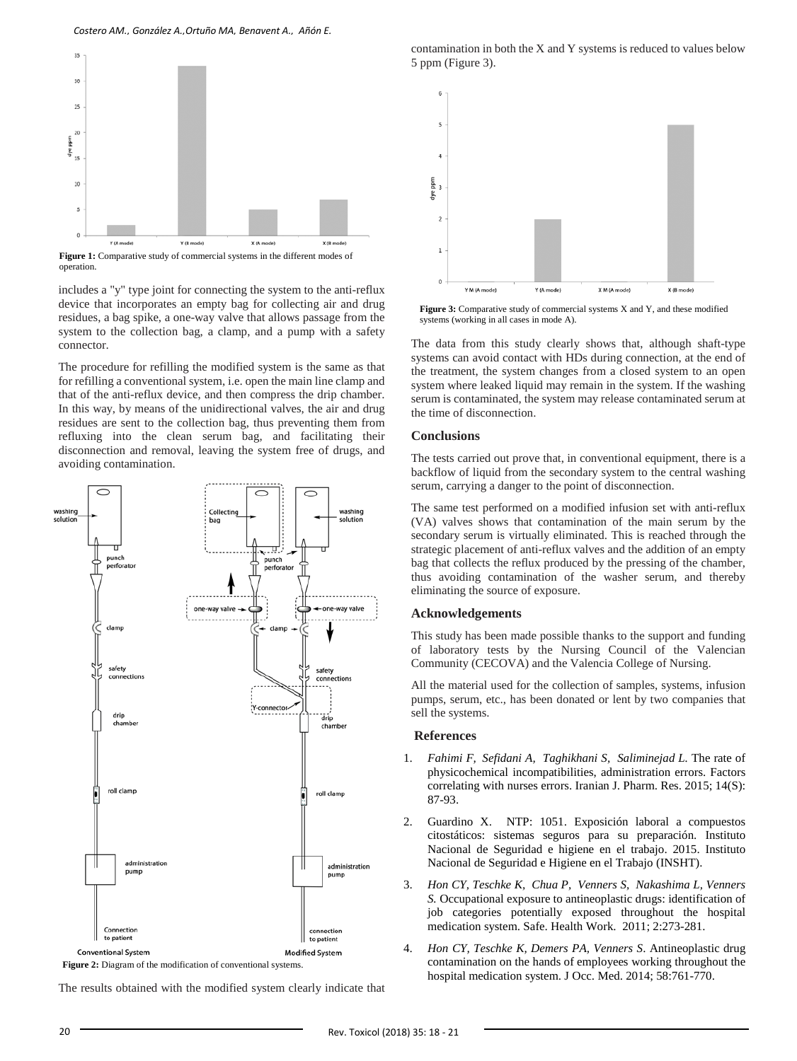**Figure 1:** Comparative study of commercial systems in the different modes of operation.

includes a "y" type joint for connecting the system to the anti-reflux device that incorporates an empty bag for collecting air and drug residues, a bag spike, a one-way valve that allows passage from the system to the collection bag, a clamp, and a pump with a safety connector.

The procedure for refilling the modified system is the same as that for refilling a conventional system, i.e. open the main line clamp and that of the anti-reflux device, and then compress the drip chamber. In this way, by means of the unidirectional valves, the air and drug residues are sent to the collection bag, thus preventing them from refluxing into the clean serum bag, and facilitating their disconnection and removal, leaving the system free of drugs, and avoiding contamination.

**Figure 2:** Diagram of the modification of conventional systems.

The results obtained with the modified system clearly indicate that contamination in both the X and Y systems is reduced to values below 5 ppm (Figure 3).

**Figure 3:** Comparative study of commercial systems X and Y, and these modified systems (working in all cases in mode A).

The data from this study clearly shows that, although shaft-type systems can avoid contact with HDs during connection, at the end of the treatment, the system changes from a closed system to an open system where leaked liquid may remain in the system. If the washing serum is contaminated, the system may release contaminated serum at the time of disconnection.

## Conclusions

The tests carried out prove that, in conventional equipment, there is a backflow of liquid from the secondary system to the central washing serum, carrying a danger to the point of disconnection.

The same test performed on a modified infusion set with anti-reflux (VA) valves shows that contamination of the main serum by the secondary serum is virtually eliminated. This is reached through the strategic placement of anti-reflux valves and the addition of an empty bag that collects the reflux produced by the pressing of the chamber, thus avoiding contamination of the washer serum, and thereby eliminating the source of exposure.

## Acknowledgements

This study has been made possible thanks to the support and funding of laboratory tests by the Nursing Council of the Valencian Community (CECOVA) and the Valencia College of Nursing.

All the material used for the collection of samples, systems, infusion pumps, serum, etc., has been donated or lent by two companies that sell the systems.

## References

1. *Fahimi F, Sefidani A, Taghikhani S, Saliminejad L.* The rate of physicochemical incompatibilities, administration errors. Factors correlating with nurses errors. Iranian J. Pharm. Res. 2015; 14(S): 87-93.
2. Guardino X. NTP: 1051. Exposición laboral a compuestos citostáticos: sistemas seguros para su preparación. Instituto Nacional de Seguridad e higiene en el trabajo. 2015. Instituto Nacional de Seguridad e Higiene en el Trabajo (INSHT).
3. *Hon CY, Teschke K, Chua P, Venners S, Nakashima L, Venners S.* Occupational exposure to antineoplastic drugs: identification of job categories potentially exposed throughout the hospital medication system. Safe. Health Work. 2011; 2:273-281.
4. *Hon CY, Teschke K, Demers PA, Venners S*. Antineoplastic drug contamination on the hands of employees working throughout the hospital medication system. J Occ. Med. 2014; 58:761-770.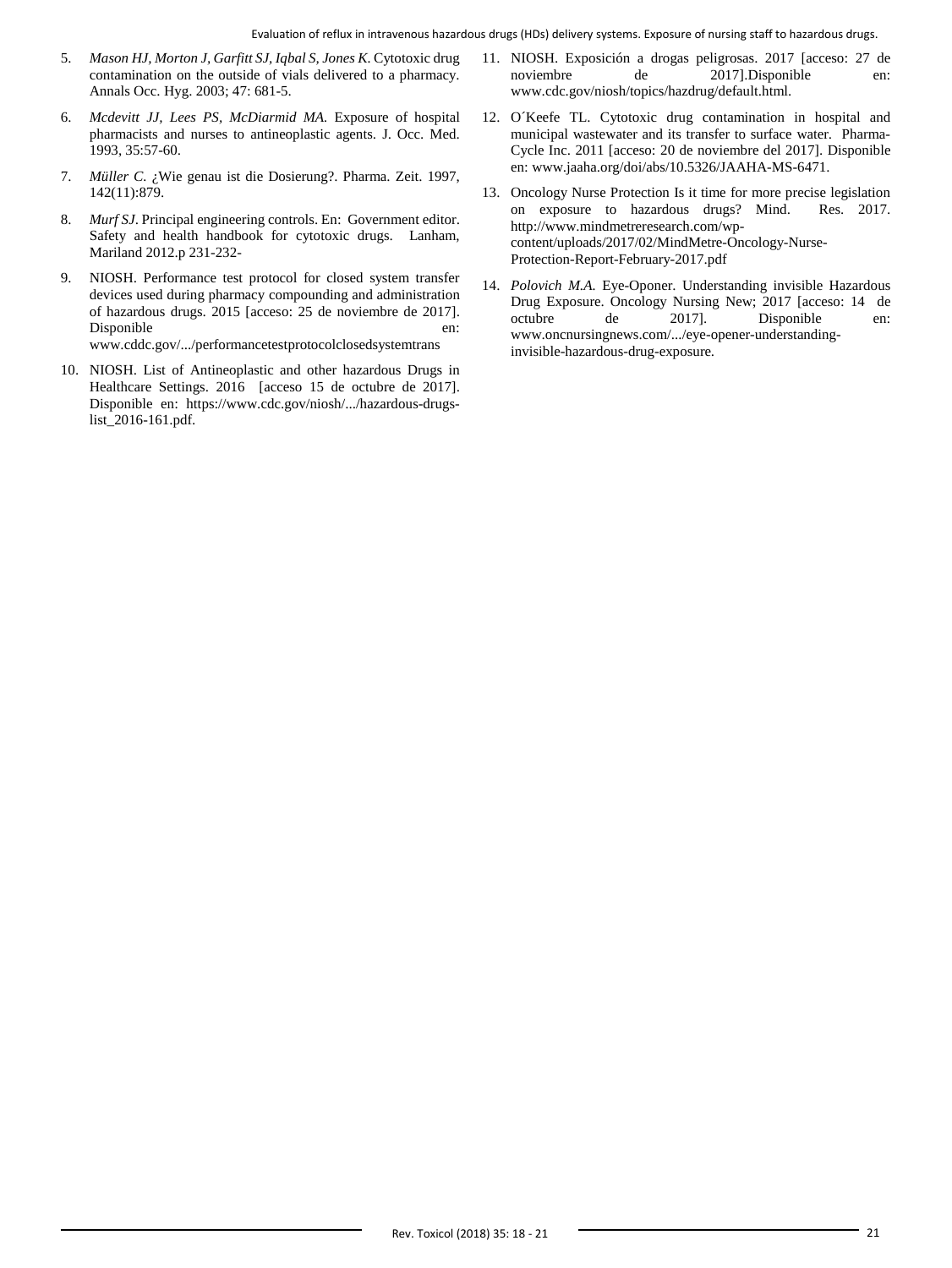5. *Mason HJ, Morton J, Garfitt SJ, Iqbal S, Jones K.* Cytotoxic drug contamination on the outside of vials delivered to a pharmacy. Annals Occ. Hyg. 2003; 47: 681-5.

6. *Mcdevitt JJ, Lees PS, McDiarmid MA.* Exposure of hospital pharmacists and nurses to antineoplastic agents. J. Occ. Med. 1993, 35:57-60.

7. *Müller C.* ¿Wie genau ist die Dosierung?. Pharma. Zeit. 1997, 142(11):879.

8. *Murf SJ.* Principal engineering controls. En: Government editor. Safety and health handbook for cytotoxic drugs. Lanham, Mariland 2012.p 231-232-

9. NIOSH. Performance test protocol for closed system transfer devices used during pharmacy compounding and administration of hazardous drugs. 2015 [acceso: 25 de noviembre de 2017]. Disponible en: www.cddc.gov/.../performancetestprotocolclosedsystemtrans

10. NIOSH. List of Antineoplastic and other hazardous Drugs in Healthcare Settings. 2016 [acceso 15 de octubre de 2017]. Disponible en: https://www.cdc.gov/niosh/.../hazardous-drugs-list_2016-161.pdf.

11. NIOSH. Exposición a drogas peligrosas. 2017 [acceso: 27 de noviembre de 2017].Disponible en: www.cdc.gov/niosh/topics/hazdrug/default.html.

12. O´Keefe TL. Cytotoxic drug contamination in hospital and municipal wastewater and its transfer to surface water. Pharma-Cycle Inc. 2011 [acceso: 20 de noviembre del 2017]. Disponible en: www.jaaha.org/doi/abs/10.5326/JAAHA-MS-6471.

13. Oncology Nurse Protection Is it time for more precise legislation on exposure to hazardous drugs? Mind. Res. 2017. http://www.mindmetreresearch.com/wp-content/uploads/2017/02/MindMetre-Oncology-Nurse-Protection-Report-February-2017.pdf

14. *Polovich M.A.* Eye-Oponer. Understanding invisible Hazardous Drug Exposure. Oncology Nursing New; 2017 [acceso: 14 de octubre de 2017]. Disponible en: www.oncnursingnews.com/.../eye-opener-understanding-invisible-hazardous-drug-exposure.